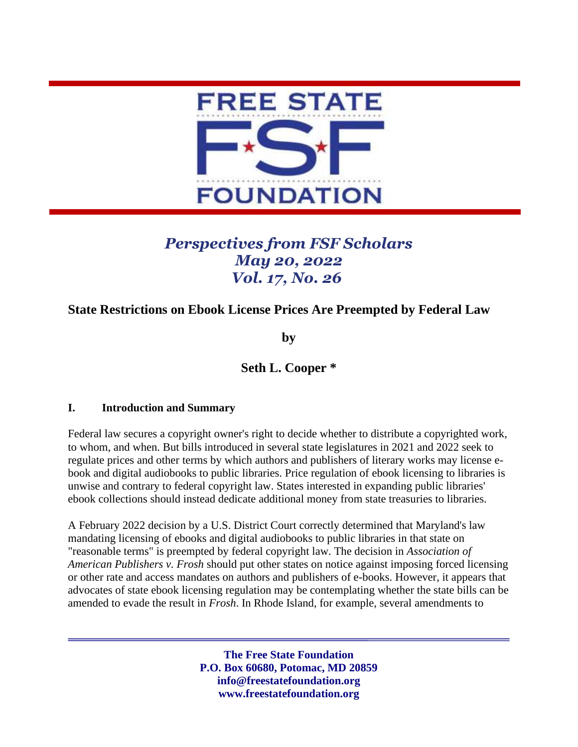FREE STATE

FSF

FOUNDATION

*Perspectives from FSF Scholars*
*May 20, 2022*
*Vol. 17, No. 26*

## State Restrictions on Ebook License Prices Are Preempted by Federal Law

**by**

**Seth L. Cooper \***

### I. Introduction and Summary

Federal law secures a copyright owner's right to decide whether to distribute a copyrighted work, to whom, and when. But bills introduced in several state legislatures in 2021 and 2022 seek to regulate prices and other terms by which authors and publishers of literary works may license e-book and digital audiobooks to public libraries. Price regulation of ebook licensing to libraries is unwise and contrary to federal copyright law. States interested in expanding public libraries' ebook collections should instead dedicate additional money from state treasuries to libraries.

A February 2022 decision by a U.S. District Court correctly determined that Maryland's law mandating licensing of ebooks and digital audiobooks to public libraries in that state on "reasonable terms" is preempted by federal copyright law. The decision in *Association of American Publishers v. Frosh* should put other states on notice against imposing forced licensing or other rate and access mandates on authors and publishers of e-books. However, it appears that advocates of state ebook licensing regulation may be contemplating whether the state bills can be amended to evade the result in *Frosh*. In Rhode Island, for example, several amendments to

**The Free State Foundation**
**P.O. Box 60680, Potomac, MD 20859**
**info@freestatefoundation.org**
**www.freestatefoundation.org**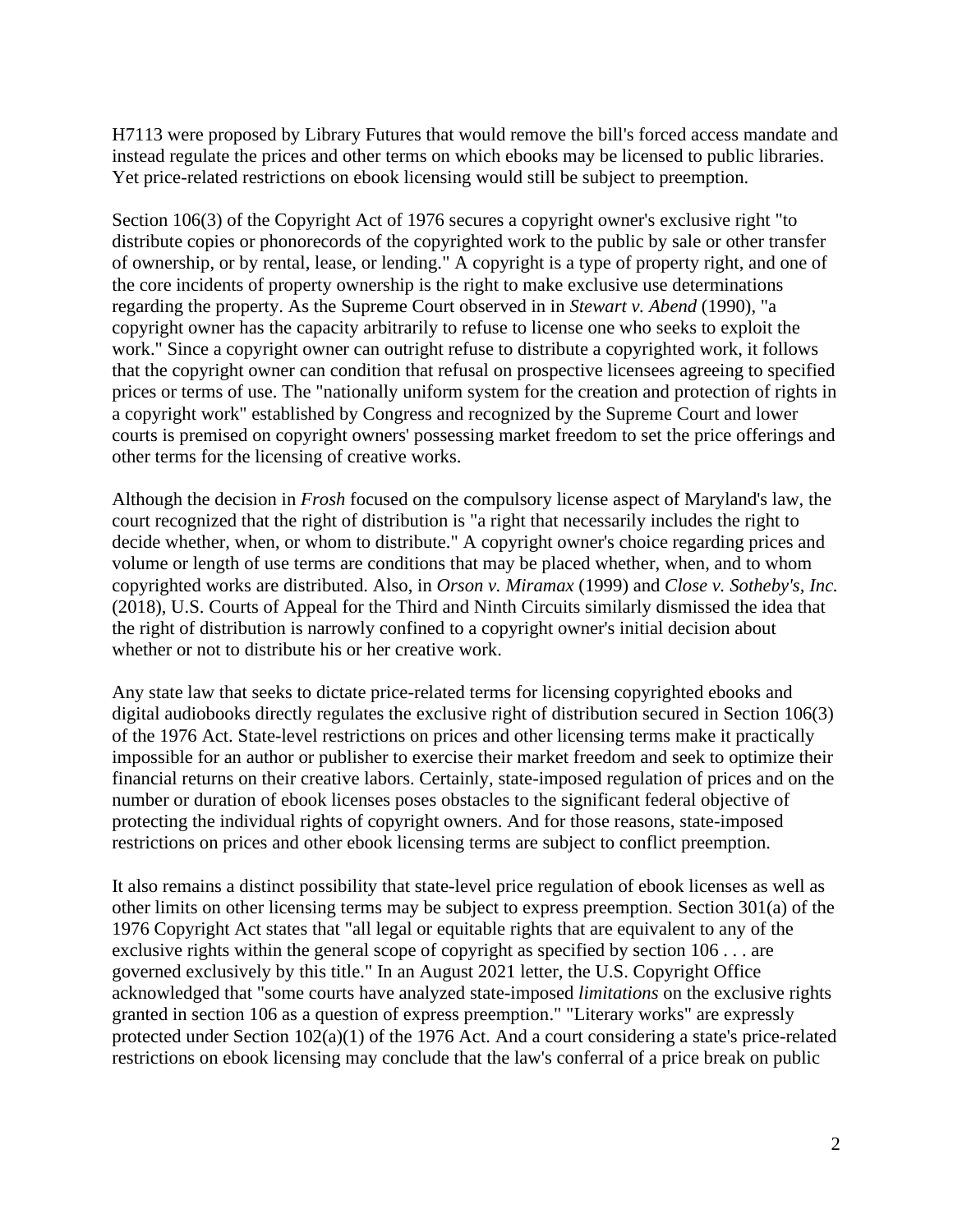H7113 were proposed by Library Futures that would remove the bill's forced access mandate and instead regulate the prices and other terms on which ebooks may be licensed to public libraries. Yet price-related restrictions on ebook licensing would still be subject to preemption.

Section 106(3) of the Copyright Act of 1976 secures a copyright owner's exclusive right "to distribute copies or phonorecords of the copyrighted work to the public by sale or other transfer of ownership, or by rental, lease, or lending." A copyright is a type of property right, and one of the core incidents of property ownership is the right to make exclusive use determinations regarding the property. As the Supreme Court observed in in *Stewart v. Abend* (1990), "a copyright owner has the capacity arbitrarily to refuse to license one who seeks to exploit the work." Since a copyright owner can outright refuse to distribute a copyrighted work, it follows that the copyright owner can condition that refusal on prospective licensees agreeing to specified prices or terms of use. The "nationally uniform system for the creation and protection of rights in a copyright work" established by Congress and recognized by the Supreme Court and lower courts is premised on copyright owners' possessing market freedom to set the price offerings and other terms for the licensing of creative works.

Although the decision in *Frosh* focused on the compulsory license aspect of Maryland's law, the court recognized that the right of distribution is "a right that necessarily includes the right to decide whether, when, or whom to distribute." A copyright owner's choice regarding prices and volume or length of use terms are conditions that may be placed whether, when, and to whom copyrighted works are distributed. Also, in *Orson v. Miramax* (1999) and *Close v. Sotheby's, Inc.* (2018), U.S. Courts of Appeal for the Third and Ninth Circuits similarly dismissed the idea that the right of distribution is narrowly confined to a copyright owner's initial decision about whether or not to distribute his or her creative work.

Any state law that seeks to dictate price-related terms for licensing copyrighted ebooks and digital audiobooks directly regulates the exclusive right of distribution secured in Section 106(3) of the 1976 Act. State-level restrictions on prices and other licensing terms make it practically impossible for an author or publisher to exercise their market freedom and seek to optimize their financial returns on their creative labors. Certainly, state-imposed regulation of prices and on the number or duration of ebook licenses poses obstacles to the significant federal objective of protecting the individual rights of copyright owners. And for those reasons, state-imposed restrictions on prices and other ebook licensing terms are subject to conflict preemption.

It also remains a distinct possibility that state-level price regulation of ebook licenses as well as other limits on other licensing terms may be subject to express preemption. Section 301(a) of the 1976 Copyright Act states that "all legal or equitable rights that are equivalent to any of the exclusive rights within the general scope of copyright as specified by section 106 . . . are governed exclusively by this title." In an August 2021 letter, the U.S. Copyright Office acknowledged that "some courts have analyzed state-imposed *limitations* on the exclusive rights granted in section 106 as a question of express preemption." "Literary works" are expressly protected under Section 102(a)(1) of the 1976 Act. And a court considering a state's price-related restrictions on ebook licensing may conclude that the law's conferral of a price break on public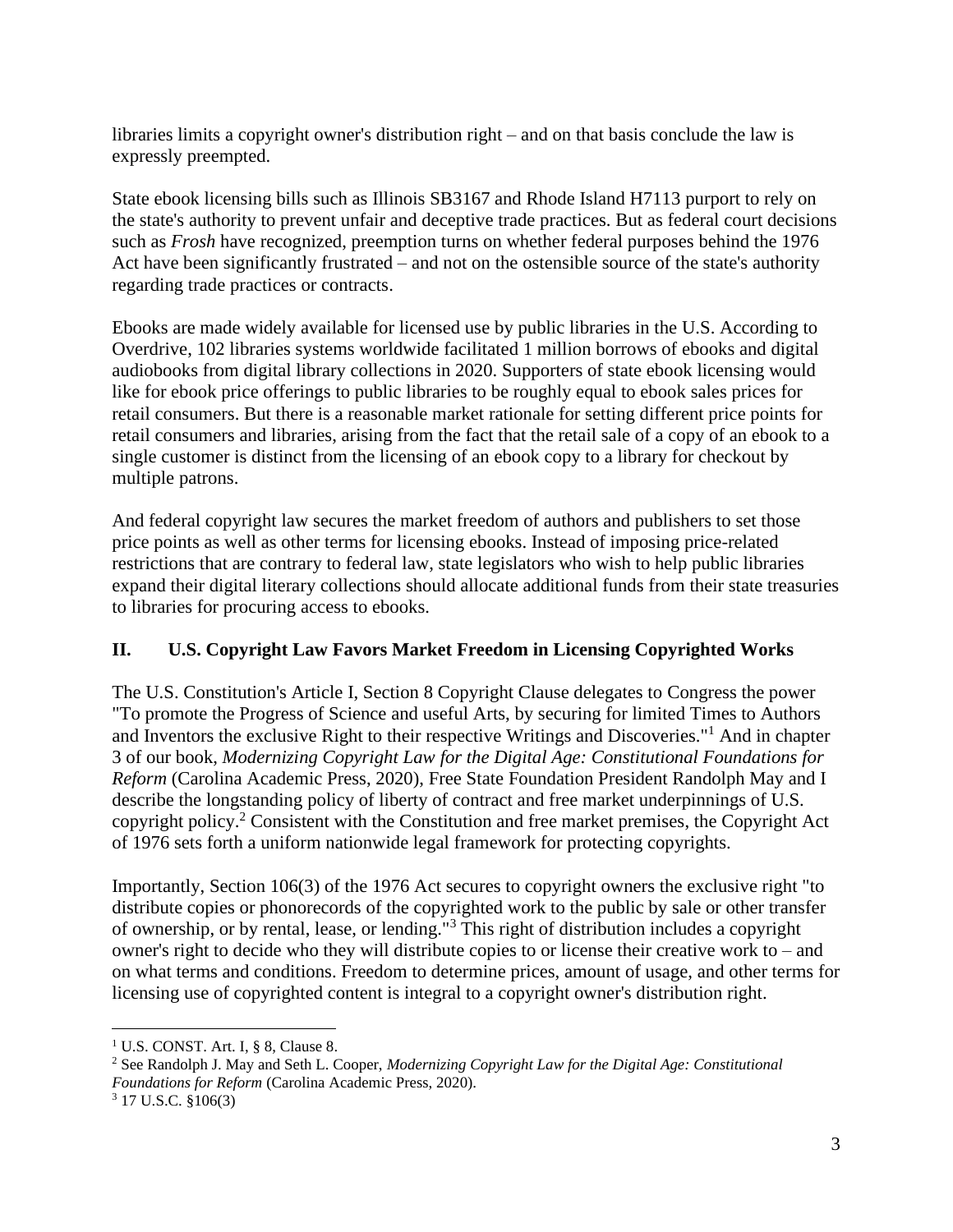libraries limits a copyright owner's distribution right – and on that basis conclude the law is expressly preempted.

State ebook licensing bills such as Illinois SB3167 and Rhode Island H7113 purport to rely on the state's authority to prevent unfair and deceptive trade practices. But as federal court decisions such as *Frosh* have recognized, preemption turns on whether federal purposes behind the 1976 Act have been significantly frustrated – and not on the ostensible source of the state's authority regarding trade practices or contracts.

Ebooks are made widely available for licensed use by public libraries in the U.S. According to Overdrive, 102 libraries systems worldwide facilitated 1 million borrows of ebooks and digital audiobooks from digital library collections in 2020. Supporters of state ebook licensing would like for ebook price offerings to public libraries to be roughly equal to ebook sales prices for retail consumers. But there is a reasonable market rationale for setting different price points for retail consumers and libraries, arising from the fact that the retail sale of a copy of an ebook to a single customer is distinct from the licensing of an ebook copy to a library for checkout by multiple patrons.

And federal copyright law secures the market freedom of authors and publishers to set those price points as well as other terms for licensing ebooks. Instead of imposing price-related restrictions that are contrary to federal law, state legislators who wish to help public libraries expand their digital literary collections should allocate additional funds from their state treasuries to libraries for procuring access to ebooks.

## II. U.S. Copyright Law Favors Market Freedom in Licensing Copyrighted Works

The U.S. Constitution's Article I, Section 8 Copyright Clause delegates to Congress the power "To promote the Progress of Science and useful Arts, by securing for limited Times to Authors and Inventors the exclusive Right to their respective Writings and Discoveries."[1] And in chapter 3 of our book, *Modernizing Copyright Law for the Digital Age: Constitutional Foundations for Reform* (Carolina Academic Press, 2020), Free State Foundation President Randolph May and I describe the longstanding policy of liberty of contract and free market underpinnings of U.S. copyright policy.[2] Consistent with the Constitution and free market premises, the Copyright Act of 1976 sets forth a uniform nationwide legal framework for protecting copyrights.

Importantly, Section 106(3) of the 1976 Act secures to copyright owners the exclusive right "to distribute copies or phonorecords of the copyrighted work to the public by sale or other transfer of ownership, or by rental, lease, or lending."[3] This right of distribution includes a copyright owner's right to decide who they will distribute copies to or license their creative work to – and on what terms and conditions. Freedom to determine prices, amount of usage, and other terms for licensing use of copyrighted content is integral to a copyright owner's distribution right.

---

[1] U.S. CONST. Art. I, § 8, Clause 8.

[2] See Randolph J. May and Seth L. Cooper, *Modernizing Copyright Law for the Digital Age: Constitutional Foundations for Reform* (Carolina Academic Press, 2020).

[3] 17 U.S.C. §106(3)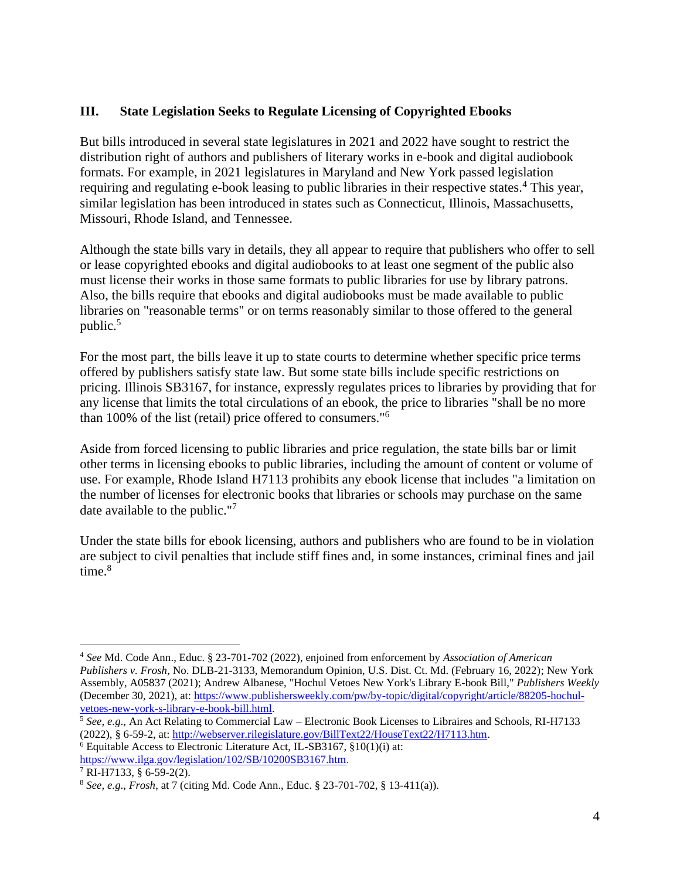## III. State Legislation Seeks to Regulate Licensing of Copyrighted Ebooks

But bills introduced in several state legislatures in 2021 and 2022 have sought to restrict the distribution right of authors and publishers of literary works in e-book and digital audiobook formats. For example, in 2021 legislatures in Maryland and New York passed legislation requiring and regulating e-book leasing to public libraries in their respective states.[4] This year, similar legislation has been introduced in states such as Connecticut, Illinois, Massachusetts, Missouri, Rhode Island, and Tennessee.

Although the state bills vary in details, they all appear to require that publishers who offer to sell or lease copyrighted ebooks and digital audiobooks to at least one segment of the public also must license their works in those same formats to public libraries for use by library patrons. Also, the bills require that ebooks and digital audiobooks must be made available to public libraries on "reasonable terms" or on terms reasonably similar to those offered to the general public.[5]

For the most part, the bills leave it up to state courts to determine whether specific price terms offered by publishers satisfy state law. But some state bills include specific restrictions on pricing. Illinois SB3167, for instance, expressly regulates prices to libraries by providing that for any license that limits the total circulations of an ebook, the price to libraries "shall be no more than 100% of the list (retail) price offered to consumers."[6]

Aside from forced licensing to public libraries and price regulation, the state bills bar or limit other terms in licensing ebooks to public libraries, including the amount of content or volume of use. For example, Rhode Island H7113 prohibits any ebook license that includes "a limitation on the number of licenses for electronic books that libraries or schools may purchase on the same date available to the public."[7]

Under the state bills for ebook licensing, authors and publishers who are found to be in violation are subject to civil penalties that include stiff fines and, in some instances, criminal fines and jail time.[8]

---

[4] *See* Md. Code Ann., Educ. § 23-701-702 (2022), enjoined from enforcement by *Association of American Publishers v. Frosh*, No. DLB-21-3133, Memorandum Opinion, U.S. Dist. Ct. Md. (February 16, 2022); New York Assembly, A05837 (2021); Andrew Albanese, "Hochul Vetoes New York's Library E-book Bill," *Publishers Weekly* (December 30, 2021), at: https://www.publishersweekly.com/pw/by-topic/digital/copyright/article/88205-hochul-vetoes-new-york-s-library-e-book-bill.html.

[5] *See, e.g.*, An Act Relating to Commercial Law – Electronic Book Licenses to Libraires and Schools, RI-H7133 (2022), § 6-59-2, at: http://webserver.rilegislature.gov/BillText22/HouseText22/H7113.htm.

[6] Equitable Access to Electronic Literature Act, IL-SB3167, §10(1)(i) at: https://www.ilga.gov/legislation/102/SB/10200SB3167.htm.

[7] RI-H7133, § 6-59-2(2).

[8] *See, e.g.*, *Frosh*, at 7 (citing Md. Code Ann., Educ. § 23-701-702, § 13-411(a)).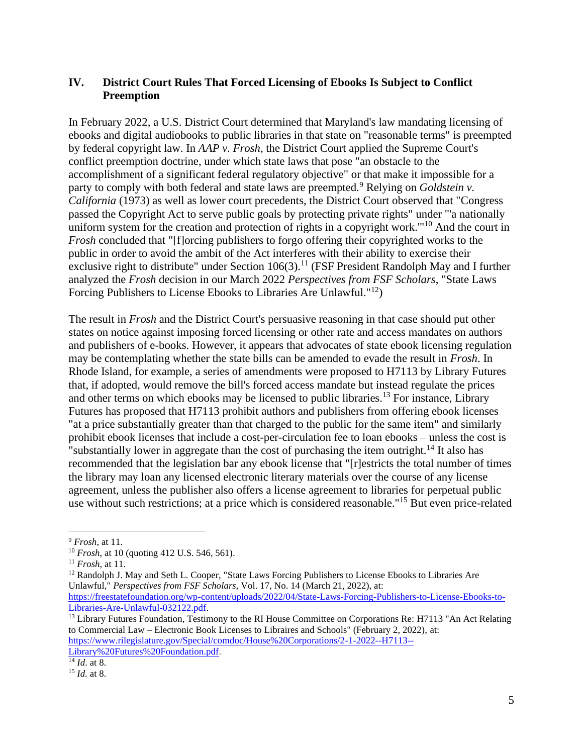## IV. District Court Rules That Forced Licensing of Ebooks Is Subject to Conflict Preemption

In February 2022, a U.S. District Court determined that Maryland's law mandating licensing of ebooks and digital audiobooks to public libraries in that state on "reasonable terms" is preempted by federal copyright law. In *AAP v. Frosh*, the District Court applied the Supreme Court's conflict preemption doctrine, under which state laws that pose "an obstacle to the accomplishment of a significant federal regulatory objective" or that make it impossible for a party to comply with both federal and state laws are preempted.[9] Relying on *Goldstein v. California* (1973) as well as lower court precedents, the District Court observed that "Congress passed the Copyright Act to serve public goals by protecting private rights" under "'a nationally uniform system for the creation and protection of rights in a copyright work.'"[10] And the court in *Frosh* concluded that "[f]orcing publishers to forgo offering their copyrighted works to the public in order to avoid the ambit of the Act interferes with their ability to exercise their exclusive right to distribute" under Section 106(3).[11] (FSF President Randolph May and I further analyzed the *Frosh* decision in our March 2022 *Perspectives from FSF Scholars*, "State Laws Forcing Publishers to License Ebooks to Libraries Are Unlawful."[12])

The result in *Frosh* and the District Court's persuasive reasoning in that case should put other states on notice against imposing forced licensing or other rate and access mandates on authors and publishers of e-books. However, it appears that advocates of state ebook licensing regulation may be contemplating whether the state bills can be amended to evade the result in *Frosh*. In Rhode Island, for example, a series of amendments were proposed to H7113 by Library Futures that, if adopted, would remove the bill's forced access mandate but instead regulate the prices and other terms on which ebooks may be licensed to public libraries.[13] For instance, Library Futures has proposed that H7113 prohibit authors and publishers from offering ebook licenses "at a price substantially greater than that charged to the public for the same item" and similarly prohibit ebook licenses that include a cost-per-circulation fee to loan ebooks – unless the cost is "substantially lower in aggregate than the cost of purchasing the item outright.[14] It also has recommended that the legislation bar any ebook license that "[r]estricts the total number of times the library may loan any licensed electronic literary materials over the course of any license agreement, unless the publisher also offers a license agreement to libraries for perpetual public use without such restrictions; at a price which is considered reasonable."[15] But even price-related

---

[9] *Frosh*, at 11.

[10] *Frosh*, at 10 (quoting 412 U.S. 546, 561).

[11] *Frosh,* at 11.

[12] Randolph J. May and Seth L. Cooper, "State Laws Forcing Publishers to License Ebooks to Libraries Are Unlawful," *Perspectives from FSF Scholars*, Vol. 17, No. 14 (March 21, 2022), at: https://freestatefoundation.org/wp-content/uploads/2022/04/State-Laws-Forcing-Publishers-to-License-Ebooks-to-Libraries-Are-Unlawful-032122.pdf.

[13] Library Futures Foundation, Testimony to the RI House Committee on Corporations Re: H7113 "An Act Relating to Commercial Law – Electronic Book Licenses to Libraires and Schools" (February 2, 2022), at: https://www.rilegislature.gov/Special/comdoc/House%20Corporations/2-1-2022--H7113--Library%20Futures%20Foundation.pdf.

[14] *Id*. at 8.

[15] *Id.* at 8.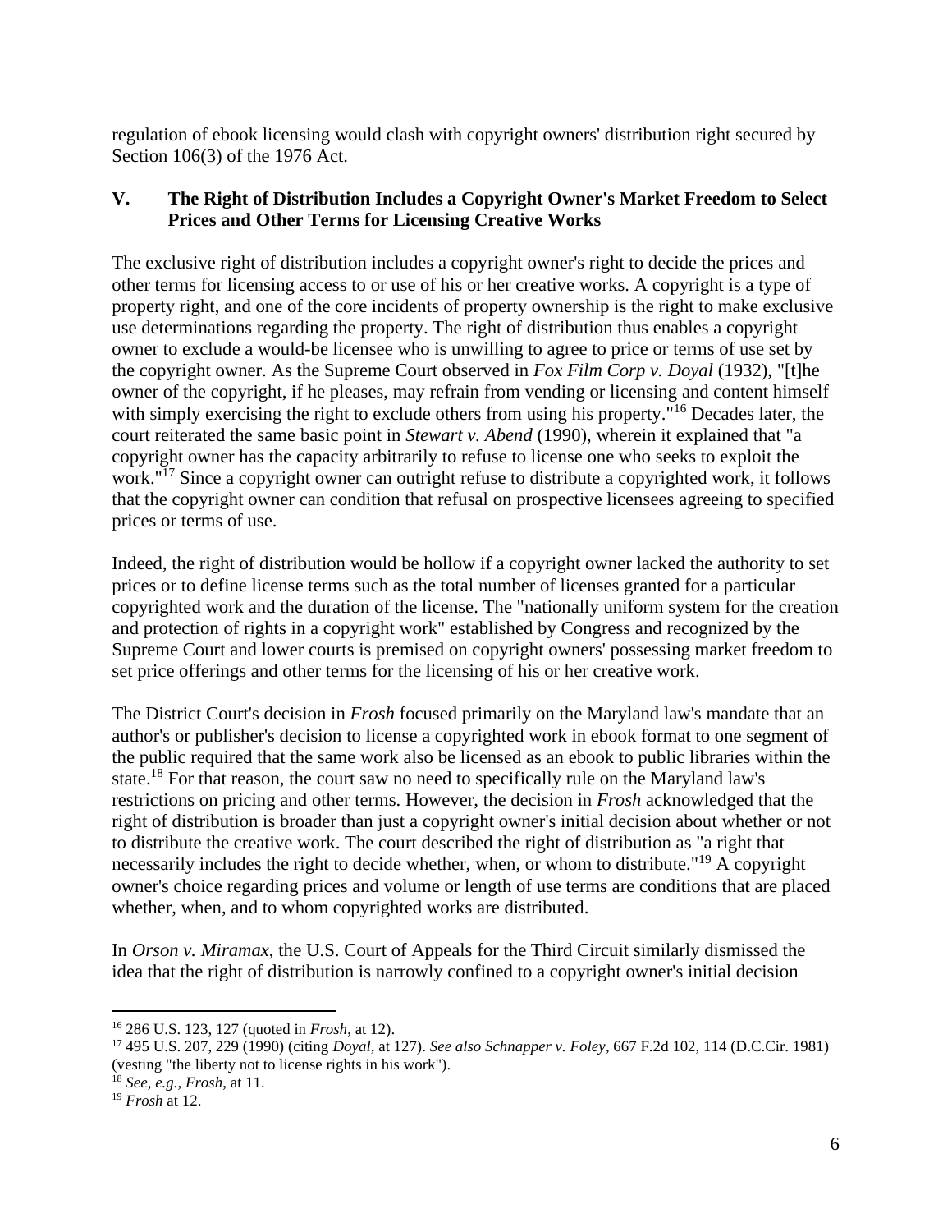regulation of ebook licensing would clash with copyright owners' distribution right secured by Section 106(3) of the 1976 Act.

## V. The Right of Distribution Includes a Copyright Owner's Market Freedom to Select Prices and Other Terms for Licensing Creative Works

The exclusive right of distribution includes a copyright owner's right to decide the prices and other terms for licensing access to or use of his or her creative works. A copyright is a type of property right, and one of the core incidents of property ownership is the right to make exclusive use determinations regarding the property. The right of distribution thus enables a copyright owner to exclude a would-be licensee who is unwilling to agree to price or terms of use set by the copyright owner. As the Supreme Court observed in *Fox Film Corp v. Doyal* (1932), "[t]he owner of the copyright, if he pleases, may refrain from vending or licensing and content himself with simply exercising the right to exclude others from using his property."[16] Decades later, the court reiterated the same basic point in *Stewart v. Abend* (1990), wherein it explained that "a copyright owner has the capacity arbitrarily to refuse to license one who seeks to exploit the work."[17] Since a copyright owner can outright refuse to distribute a copyrighted work, it follows that the copyright owner can condition that refusal on prospective licensees agreeing to specified prices or terms of use.

Indeed, the right of distribution would be hollow if a copyright owner lacked the authority to set prices or to define license terms such as the total number of licenses granted for a particular copyrighted work and the duration of the license. The "nationally uniform system for the creation and protection of rights in a copyright work" established by Congress and recognized by the Supreme Court and lower courts is premised on copyright owners' possessing market freedom to set price offerings and other terms for the licensing of his or her creative work.

The District Court's decision in *Frosh* focused primarily on the Maryland law's mandate that an author's or publisher's decision to license a copyrighted work in ebook format to one segment of the public required that the same work also be licensed as an ebook to public libraries within the state.[18] For that reason, the court saw no need to specifically rule on the Maryland law's restrictions on pricing and other terms. However, the decision in *Frosh* acknowledged that the right of distribution is broader than just a copyright owner's initial decision about whether or not to distribute the creative work. The court described the right of distribution as "a right that necessarily includes the right to decide whether, when, or whom to distribute."[19] A copyright owner's choice regarding prices and volume or length of use terms are conditions that are placed whether, when, and to whom copyrighted works are distributed.

In *Orson v. Miramax*, the U.S. Court of Appeals for the Third Circuit similarly dismissed the idea that the right of distribution is narrowly confined to a copyright owner's initial decision

---

[16] 286 U.S. 123, 127 (quoted in *Frosh*, at 12).

[17] 495 U.S. 207, 229 (1990) (citing *Doyal*, at 127). *See also Schnapper v. Foley*, 667 F.2d 102, 114 (D.C.Cir. 1981) (vesting "the liberty not to license rights in his work").

[18] *See, e.g., Frosh*, at 11.

[19] *Frosh* at 12.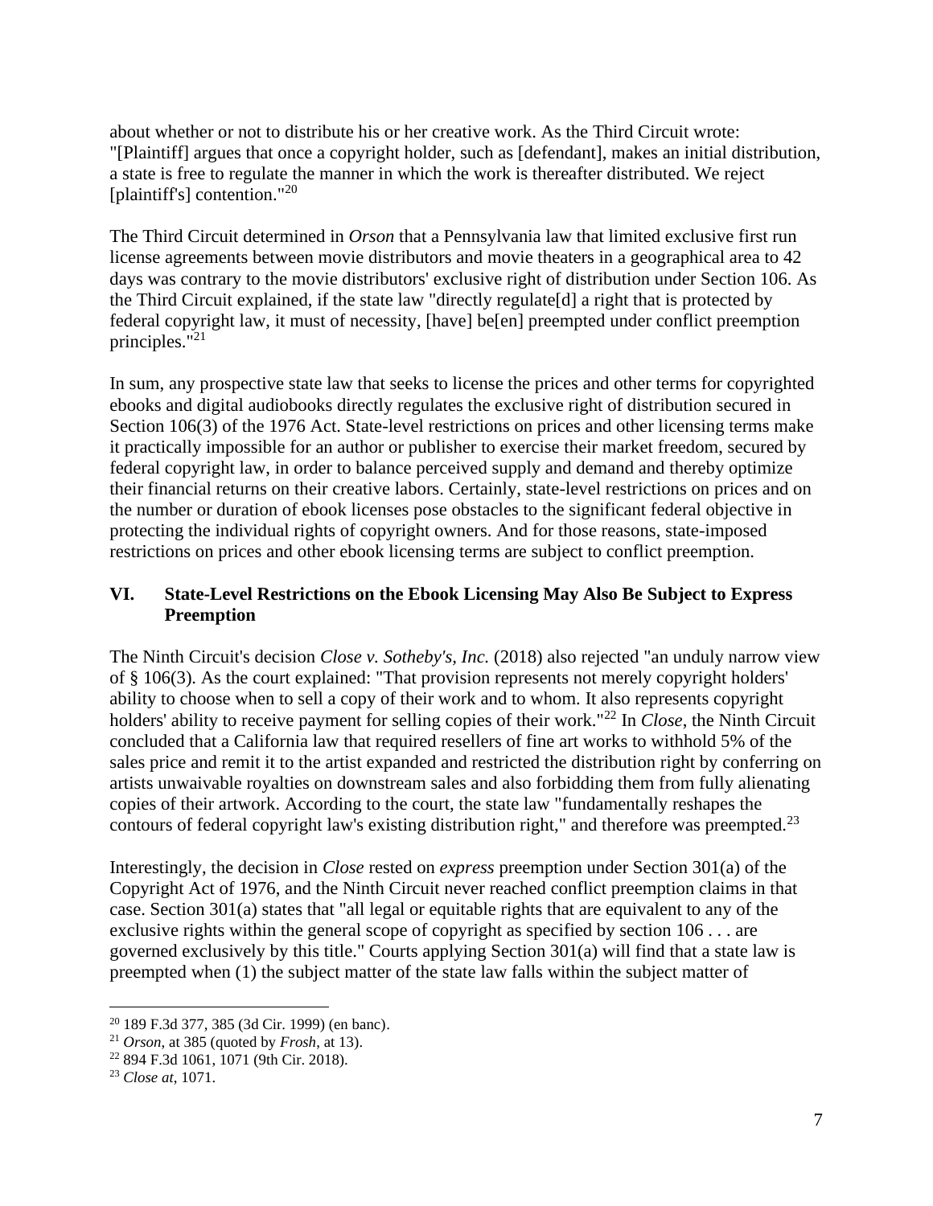about whether or not to distribute his or her creative work. As the Third Circuit wrote: "[Plaintiff] argues that once a copyright holder, such as [defendant], makes an initial distribution, a state is free to regulate the manner in which the work is thereafter distributed. We reject [plaintiff's] contention."[20]

The Third Circuit determined in *Orson* that a Pennsylvania law that limited exclusive first run license agreements between movie distributors and movie theaters in a geographical area to 42 days was contrary to the movie distributors' exclusive right of distribution under Section 106. As the Third Circuit explained, if the state law "directly regulate[d] a right that is protected by federal copyright law, it must of necessity, [have] be[en] preempted under conflict preemption principles."[21]

In sum, any prospective state law that seeks to license the prices and other terms for copyrighted ebooks and digital audiobooks directly regulates the exclusive right of distribution secured in Section 106(3) of the 1976 Act. State-level restrictions on prices and other licensing terms make it practically impossible for an author or publisher to exercise their market freedom, secured by federal copyright law, in order to balance perceived supply and demand and thereby optimize their financial returns on their creative labors. Certainly, state-level restrictions on prices and on the number or duration of ebook licenses pose obstacles to the significant federal objective in protecting the individual rights of copyright owners. And for those reasons, state-imposed restrictions on prices and other ebook licensing terms are subject to conflict preemption.

## VI. State-Level Restrictions on the Ebook Licensing May Also Be Subject to Express Preemption

The Ninth Circuit's decision *Close v. Sotheby's, Inc.* (2018) also rejected "an unduly narrow view of § 106(3). As the court explained: "That provision represents not merely copyright holders' ability to choose when to sell a copy of their work and to whom. It also represents copyright holders' ability to receive payment for selling copies of their work."[22] In *Close*, the Ninth Circuit concluded that a California law that required resellers of fine art works to withhold 5% of the sales price and remit it to the artist expanded and restricted the distribution right by conferring on artists unwaivable royalties on downstream sales and also forbidding them from fully alienating copies of their artwork. According to the court, the state law "fundamentally reshapes the contours of federal copyright law's existing distribution right," and therefore was preempted.[23]

Interestingly, the decision in *Close* rested on *express* preemption under Section 301(a) of the Copyright Act of 1976, and the Ninth Circuit never reached conflict preemption claims in that case. Section 301(a) states that "all legal or equitable rights that are equivalent to any of the exclusive rights within the general scope of copyright as specified by section 106 . . . are governed exclusively by this title." Courts applying Section 301(a) will find that a state law is preempted when (1) the subject matter of the state law falls within the subject matter of

---

[20] 189 F.3d 377, 385 (3d Cir. 1999) (en banc).

[21] *Orson*, at 385 (quoted by *Frosh*, at 13).

[22] 894 F.3d 1061, 1071 (9th Cir. 2018).

[23] *Close at*, 1071.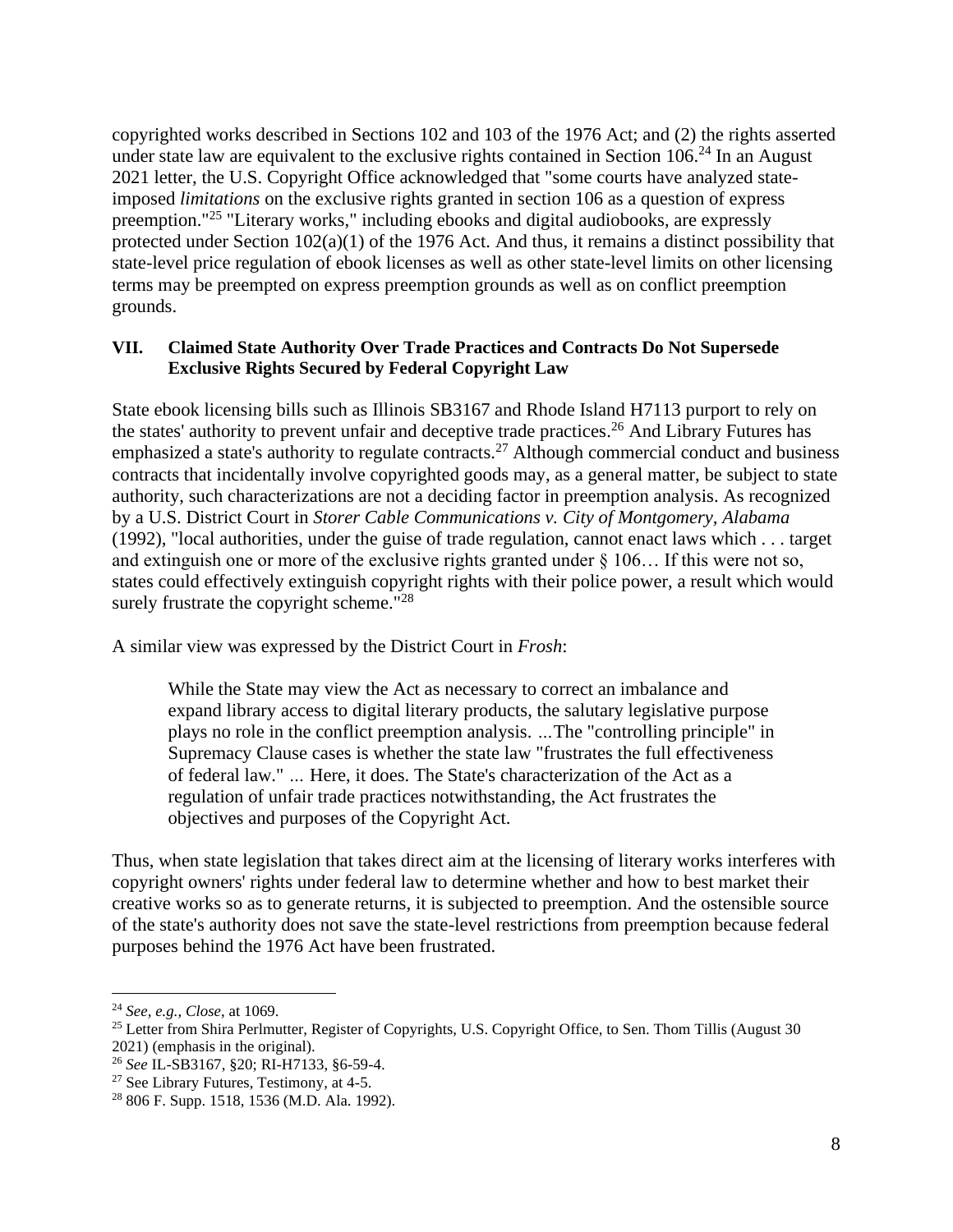copyrighted works described in Sections 102 and 103 of the 1976 Act; and (2) the rights asserted under state law are equivalent to the exclusive rights contained in Section 106.[24] In an August 2021 letter, the U.S. Copyright Office acknowledged that "some courts have analyzed state-imposed *limitations* on the exclusive rights granted in section 106 as a question of express preemption."[25] "Literary works," including ebooks and digital audiobooks, are expressly protected under Section 102(a)(1) of the 1976 Act. And thus, it remains a distinct possibility that state-level price regulation of ebook licenses as well as other state-level limits on other licensing terms may be preempted on express preemption grounds as well as on conflict preemption grounds.

## VII. Claimed State Authority Over Trade Practices and Contracts Do Not Supersede Exclusive Rights Secured by Federal Copyright Law

State ebook licensing bills such as Illinois SB3167 and Rhode Island H7113 purport to rely on the states' authority to prevent unfair and deceptive trade practices.[26] And Library Futures has emphasized a state's authority to regulate contracts.[27] Although commercial conduct and business contracts that incidentally involve copyrighted goods may, as a general matter, be subject to state authority, such characterizations are not a deciding factor in preemption analysis. As recognized by a U.S. District Court in *Storer Cable Communications v. City of Montgomery, Alabama* (1992), "local authorities, under the guise of trade regulation, cannot enact laws which . . . target and extinguish one or more of the exclusive rights granted under § 106… If this were not so, states could effectively extinguish copyright rights with their police power, a result which would surely frustrate the copyright scheme."[28]

A similar view was expressed by the District Court in *Frosh*:

> While the State may view the Act as necessary to correct an imbalance and expand library access to digital literary products, the salutary legislative purpose plays no role in the conflict preemption analysis. ...The "controlling principle" in Supremacy Clause cases is whether the state law "frustrates the full effectiveness of federal law." ... Here, it does. The State's characterization of the Act as a regulation of unfair trade practices notwithstanding, the Act frustrates the objectives and purposes of the Copyright Act.

Thus, when state legislation that takes direct aim at the licensing of literary works interferes with copyright owners' rights under federal law to determine whether and how to best market their creative works so as to generate returns, it is subjected to preemption. And the ostensible source of the state's authority does not save the state-level restrictions from preemption because federal purposes behind the 1976 Act have been frustrated.

---

[24] *See, e.g.*, *Close*, at 1069.

[25] Letter from Shira Perlmutter, Register of Copyrights, U.S. Copyright Office, to Sen. Thom Tillis (August 30 2021) (emphasis in the original).

[26] *See* IL-SB3167, §20; RI-H7133, §6-59-4.

[27] See Library Futures, Testimony, at 4-5.

[28] 806 F. Supp. 1518, 1536 (M.D. Ala. 1992).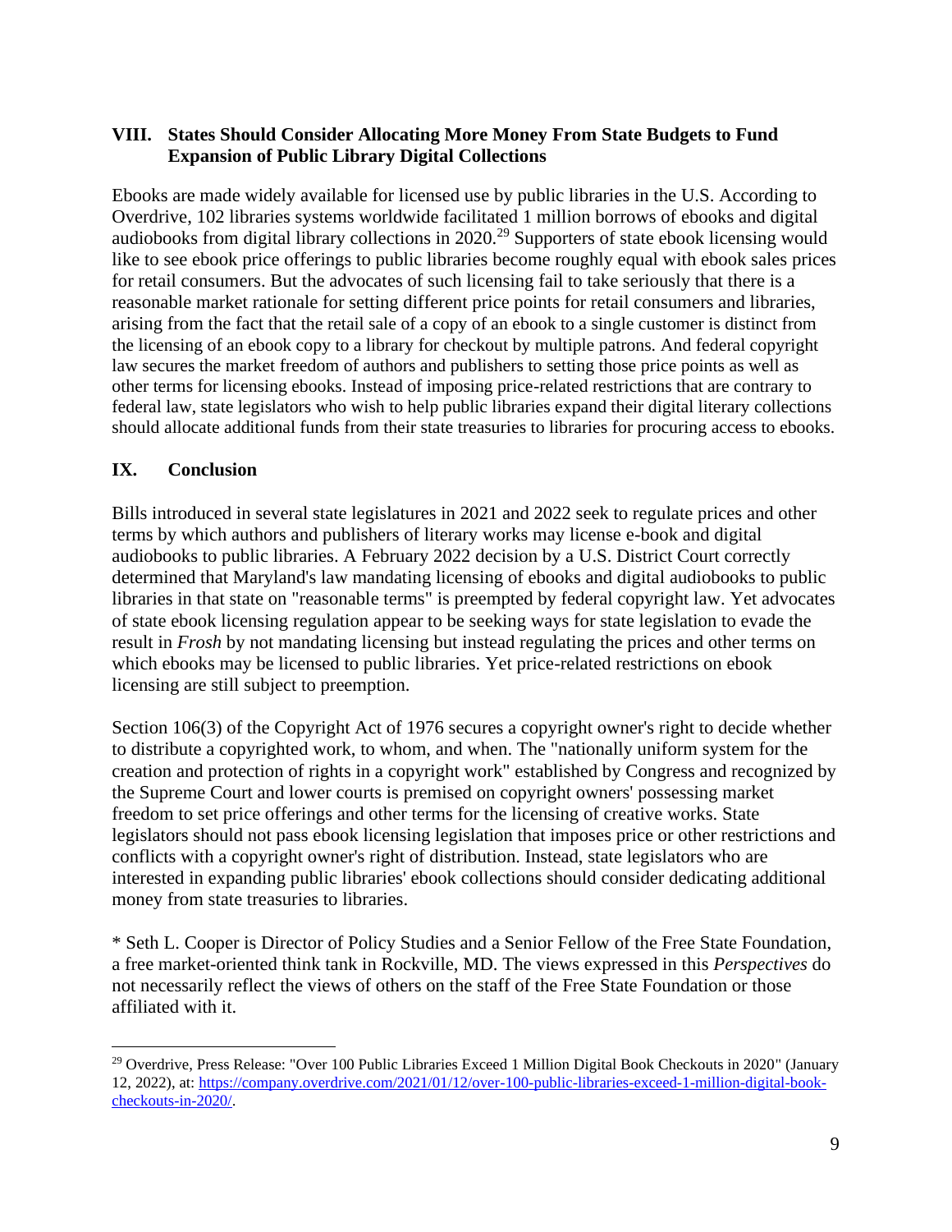## VIII. States Should Consider Allocating More Money From State Budgets to Fund Expansion of Public Library Digital Collections

Ebooks are made widely available for licensed use by public libraries in the U.S. According to Overdrive, 102 libraries systems worldwide facilitated 1 million borrows of ebooks and digital audiobooks from digital library collections in 2020.[29] Supporters of state ebook licensing would like to see ebook price offerings to public libraries become roughly equal with ebook sales prices for retail consumers. But the advocates of such licensing fail to take seriously that there is a reasonable market rationale for setting different price points for retail consumers and libraries, arising from the fact that the retail sale of a copy of an ebook to a single customer is distinct from the licensing of an ebook copy to a library for checkout by multiple patrons. And federal copyright law secures the market freedom of authors and publishers to setting those price points as well as other terms for licensing ebooks. Instead of imposing price-related restrictions that are contrary to federal law, state legislators who wish to help public libraries expand their digital literary collections should allocate additional funds from their state treasuries to libraries for procuring access to ebooks.

## IX. Conclusion

Bills introduced in several state legislatures in 2021 and 2022 seek to regulate prices and other terms by which authors and publishers of literary works may license e-book and digital audiobooks to public libraries. A February 2022 decision by a U.S. District Court correctly determined that Maryland's law mandating licensing of ebooks and digital audiobooks to public libraries in that state on "reasonable terms" is preempted by federal copyright law. Yet advocates of state ebook licensing regulation appear to be seeking ways for state legislation to evade the result in *Frosh* by not mandating licensing but instead regulating the prices and other terms on which ebooks may be licensed to public libraries. Yet price-related restrictions on ebook licensing are still subject to preemption.

Section 106(3) of the Copyright Act of 1976 secures a copyright owner's right to decide whether to distribute a copyrighted work, to whom, and when. The "nationally uniform system for the creation and protection of rights in a copyright work" established by Congress and recognized by the Supreme Court and lower courts is premised on copyright owners' possessing market freedom to set price offerings and other terms for the licensing of creative works. State legislators should not pass ebook licensing legislation that imposes price or other restrictions and conflicts with a copyright owner's right of distribution. Instead, state legislators who are interested in expanding public libraries' ebook collections should consider dedicating additional money from state treasuries to libraries.

* Seth L. Cooper is Director of Policy Studies and a Senior Fellow of the Free State Foundation, a free market-oriented think tank in Rockville, MD. The views expressed in this *Perspectives* do not necessarily reflect the views of others on the staff of the Free State Foundation or those affiliated with it.

---

[29] Overdrive, Press Release: "Over 100 Public Libraries Exceed 1 Million Digital Book Checkouts in 2020" (January 12, 2022), at: https://company.overdrive.com/2021/01/12/over-100-public-libraries-exceed-1-million-digital-book-checkouts-in-2020/.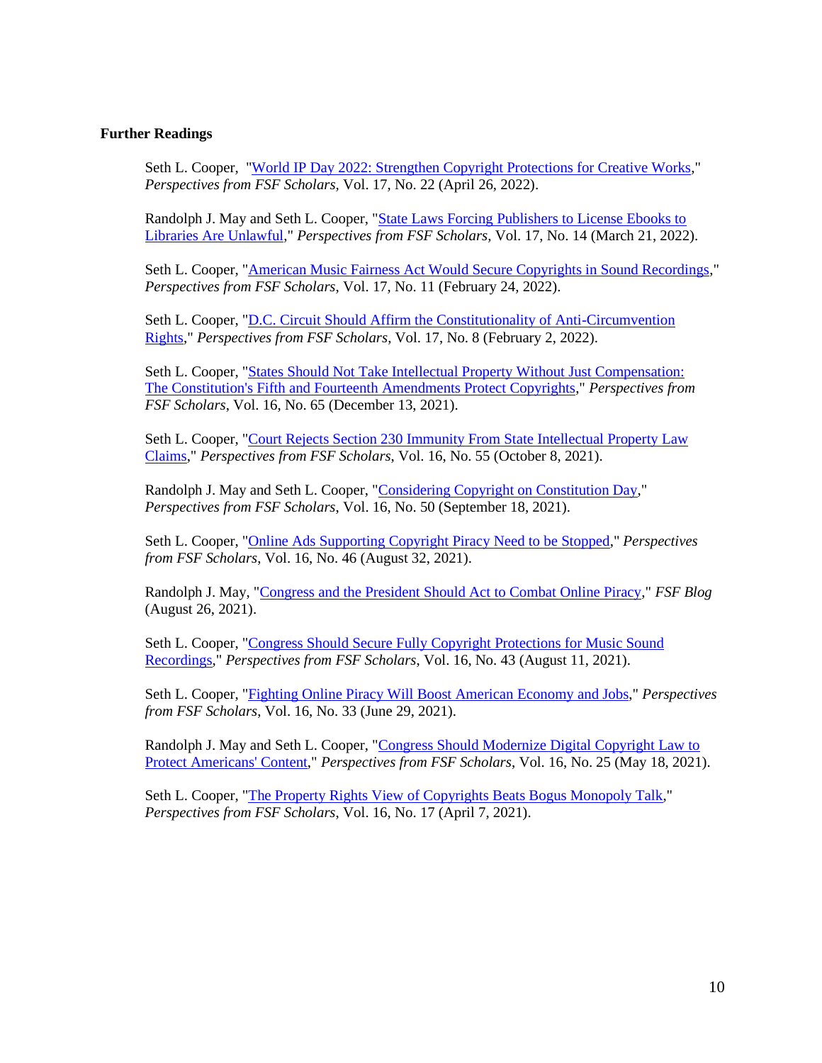**Further Readings**

Seth L. Cooper, "World IP Day 2022: Strengthen Copyright Protections for Creative Works," *Perspectives from FSF Scholars*, Vol. 17, No. 22 (April 26, 2022).

Randolph J. May and Seth L. Cooper, "State Laws Forcing Publishers to License Ebooks to Libraries Are Unlawful," *Perspectives from FSF Scholars*, Vol. 17, No. 14 (March 21, 2022).

Seth L. Cooper, "American Music Fairness Act Would Secure Copyrights in Sound Recordings," *Perspectives from FSF Scholars*, Vol. 17, No. 11 (February 24, 2022).

Seth L. Cooper, "D.C. Circuit Should Affirm the Constitutionality of Anti-Circumvention Rights," *Perspectives from FSF Scholars*, Vol. 17, No. 8 (February 2, 2022).

Seth L. Cooper, "States Should Not Take Intellectual Property Without Just Compensation: The Constitution's Fifth and Fourteenth Amendments Protect Copyrights," *Perspectives from FSF Scholars*, Vol. 16, No. 65 (December 13, 2021).

Seth L. Cooper, "Court Rejects Section 230 Immunity From State Intellectual Property Law Claims," *Perspectives from FSF Scholars*, Vol. 16, No. 55 (October 8, 2021).

Randolph J. May and Seth L. Cooper, "Considering Copyright on Constitution Day," *Perspectives from FSF Scholars*, Vol. 16, No. 50 (September 18, 2021).

Seth L. Cooper, "Online Ads Supporting Copyright Piracy Need to be Stopped," *Perspectives from FSF Scholars*, Vol. 16, No. 46 (August 32, 2021).

Randolph J. May, "Congress and the President Should Act to Combat Online Piracy," *FSF Blog* (August 26, 2021).

Seth L. Cooper, "Congress Should Secure Fully Copyright Protections for Music Sound Recordings," *Perspectives from FSF Scholars*, Vol. 16, No. 43 (August 11, 2021).

Seth L. Cooper, "Fighting Online Piracy Will Boost American Economy and Jobs," *Perspectives from FSF Scholars*, Vol. 16, No. 33 (June 29, 2021).

Randolph J. May and Seth L. Cooper, "Congress Should Modernize Digital Copyright Law to Protect Americans' Content," *Perspectives from FSF Scholars*, Vol. 16, No. 25 (May 18, 2021).

Seth L. Cooper, "The Property Rights View of Copyrights Beats Bogus Monopoly Talk," *Perspectives from FSF Scholars*, Vol. 16, No. 17 (April 7, 2021).